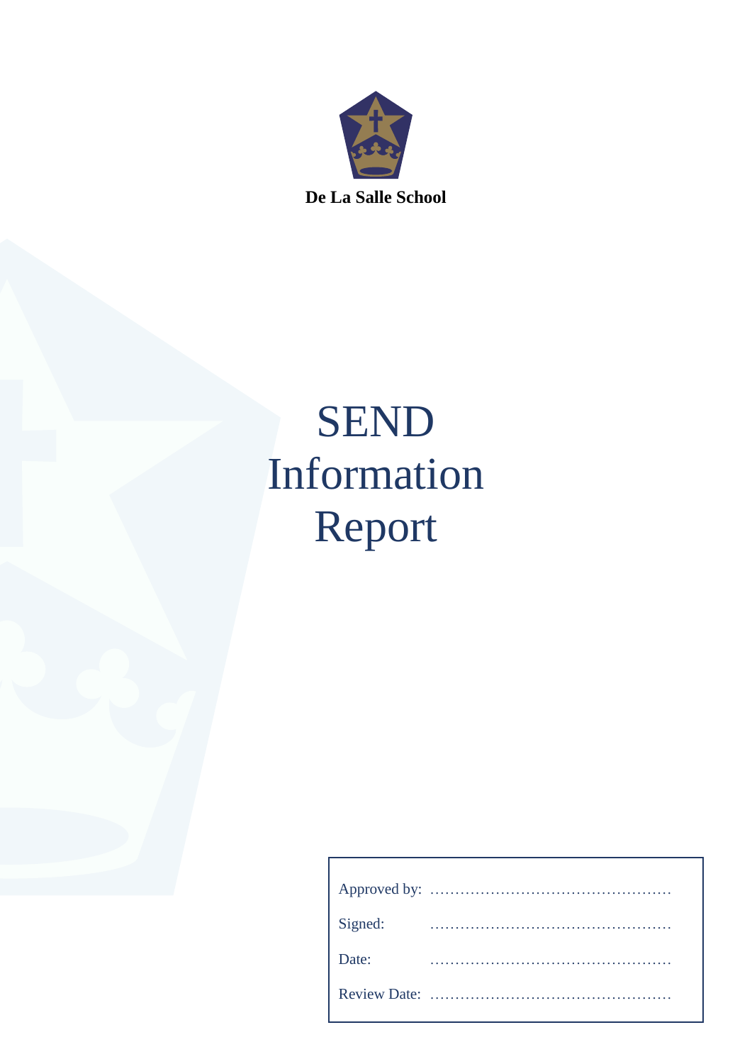**De La Salle School**

# SEND Information Report

| | |
|---|---|
| Approved by: | …………………………………………… |
| Signed: | …………………………………………… |
| Date: | …………………………………………… |
| Review Date: | …………………………………………… |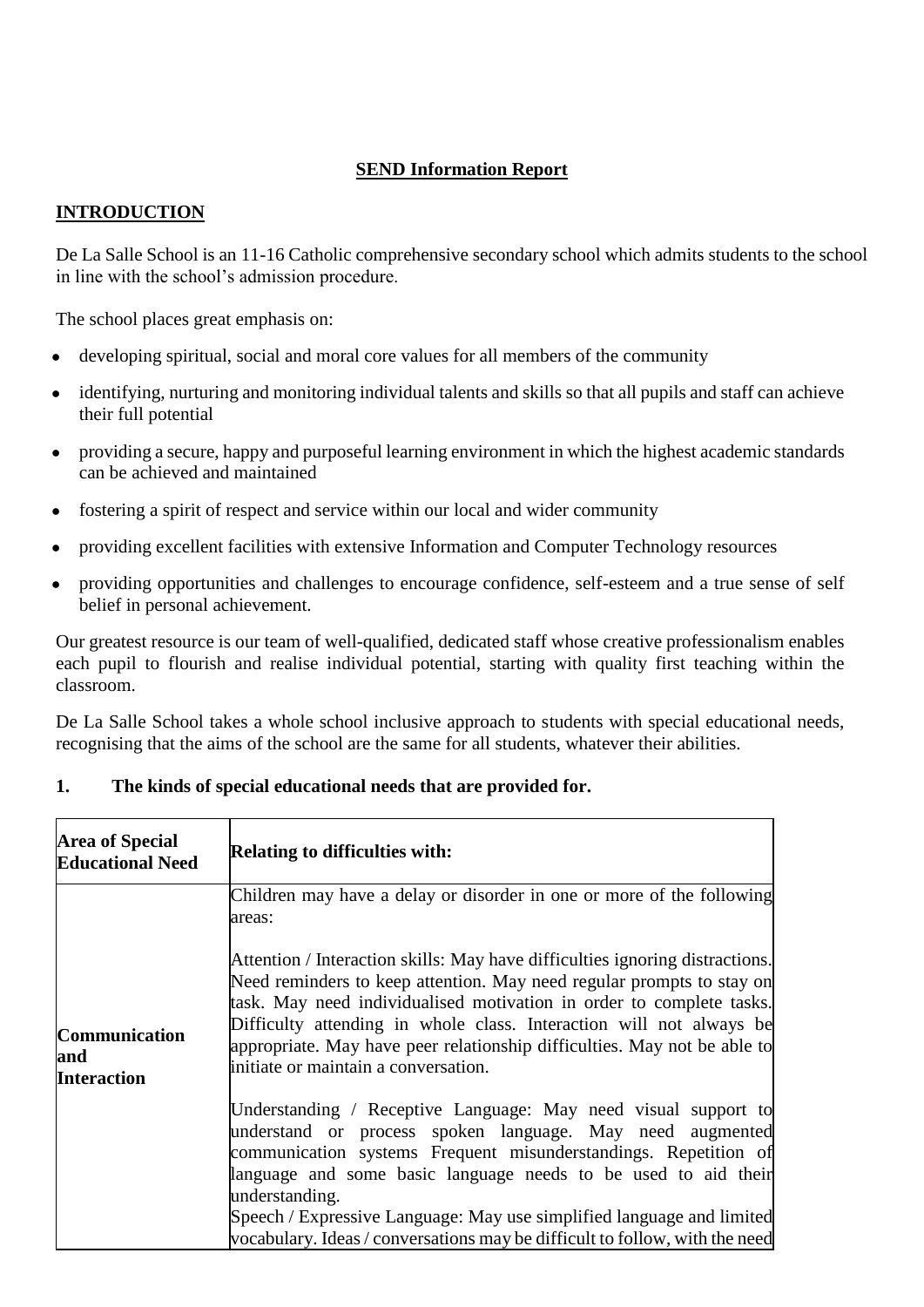## SEND Information Report

### INTRODUCTION

De La Salle School is an 11-16 Catholic comprehensive secondary school which admits students to the school in line with the school's admission procedure.

The school places great emphasis on:

- developing spiritual, social and moral core values for all members of the community
- identifying, nurturing and monitoring individual talents and skills so that all pupils and staff can achieve their full potential
- providing a secure, happy and purposeful learning environment in which the highest academic standards can be achieved and maintained
- fostering a spirit of respect and service within our local and wider community
- providing excellent facilities with extensive Information and Computer Technology resources
- providing opportunities and challenges to encourage confidence, self-esteem and a true sense of self belief in personal achievement.

Our greatest resource is our team of well-qualified, dedicated staff whose creative professionalism enables each pupil to flourish and realise individual potential, starting with quality first teaching within the classroom.

De La Salle School takes a whole school inclusive approach to students with special educational needs, recognising that the aims of the school are the same for all students, whatever their abilities.

### 1. The kinds of special educational needs that are provided for.

| **Area of Special Educational Need** | **Relating to difficulties with:** |
| --- | --- |
| **Communication and Interaction** | Children may have a delay or disorder in one or more of the following areas:<br><br>Attention / Interaction skills: May have difficulties ignoring distractions. Need reminders to keep attention. May need regular prompts to stay on task. May need individualised motivation in order to complete tasks. Difficulty attending in whole class. Interaction will not always be appropriate. May have peer relationship difficulties. May not be able to initiate or maintain a conversation.<br><br>Understanding / Receptive Language: May need visual support to understand or process spoken language. May need augmented communication systems Frequent misunderstandings. Repetition of language and some basic language needs to be used to aid their understanding.<br>Speech / Expressive Language: May use simplified language and limited vocabulary. Ideas / conversations may be difficult to follow, with the need |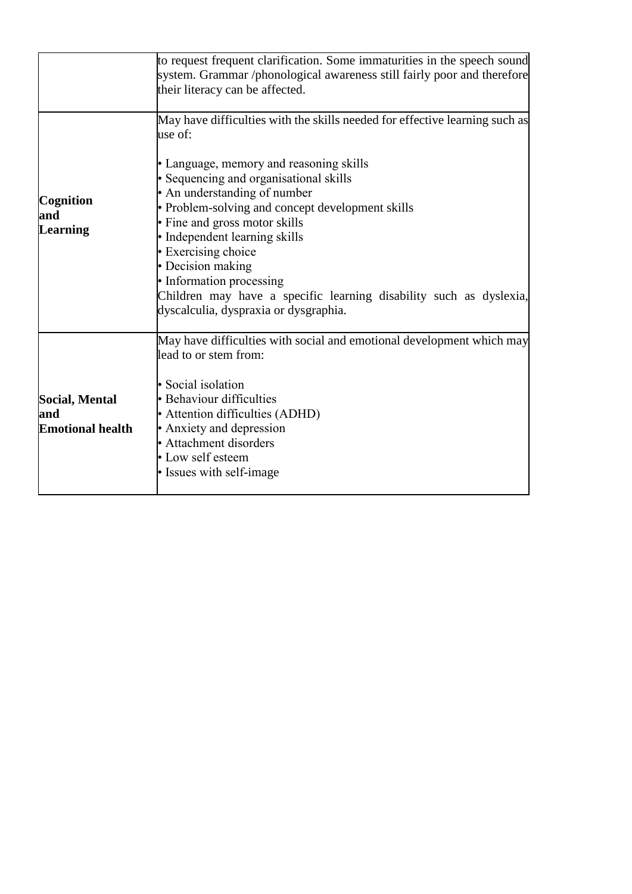| | |
|---|---|
| | to request frequent clarification. Some immaturities in the speech sound system. Grammar /phonological awareness still fairly poor and therefore their literacy can be affected. |
| **Cognition and Learning** | May have difficulties with the skills needed for effective learning such as use of:<br><br>• Language, memory and reasoning skills<br>• Sequencing and organisational skills<br>• An understanding of number<br>• Problem-solving and concept development skills<br>• Fine and gross motor skills<br>• Independent learning skills<br>• Exercising choice<br>• Decision making<br>• Information processing<br>Children may have a specific learning disability such as dyslexia, dyscalculia, dyspraxia or dysgraphia. |
| **Social, Mental and Emotional health** | May have difficulties with social and emotional development which may lead to or stem from:<br><br>• Social isolation<br>• Behaviour difficulties<br>• Attention difficulties (ADHD)<br>• Anxiety and depression<br>• Attachment disorders<br>• Low self esteem<br>• Issues with self-image |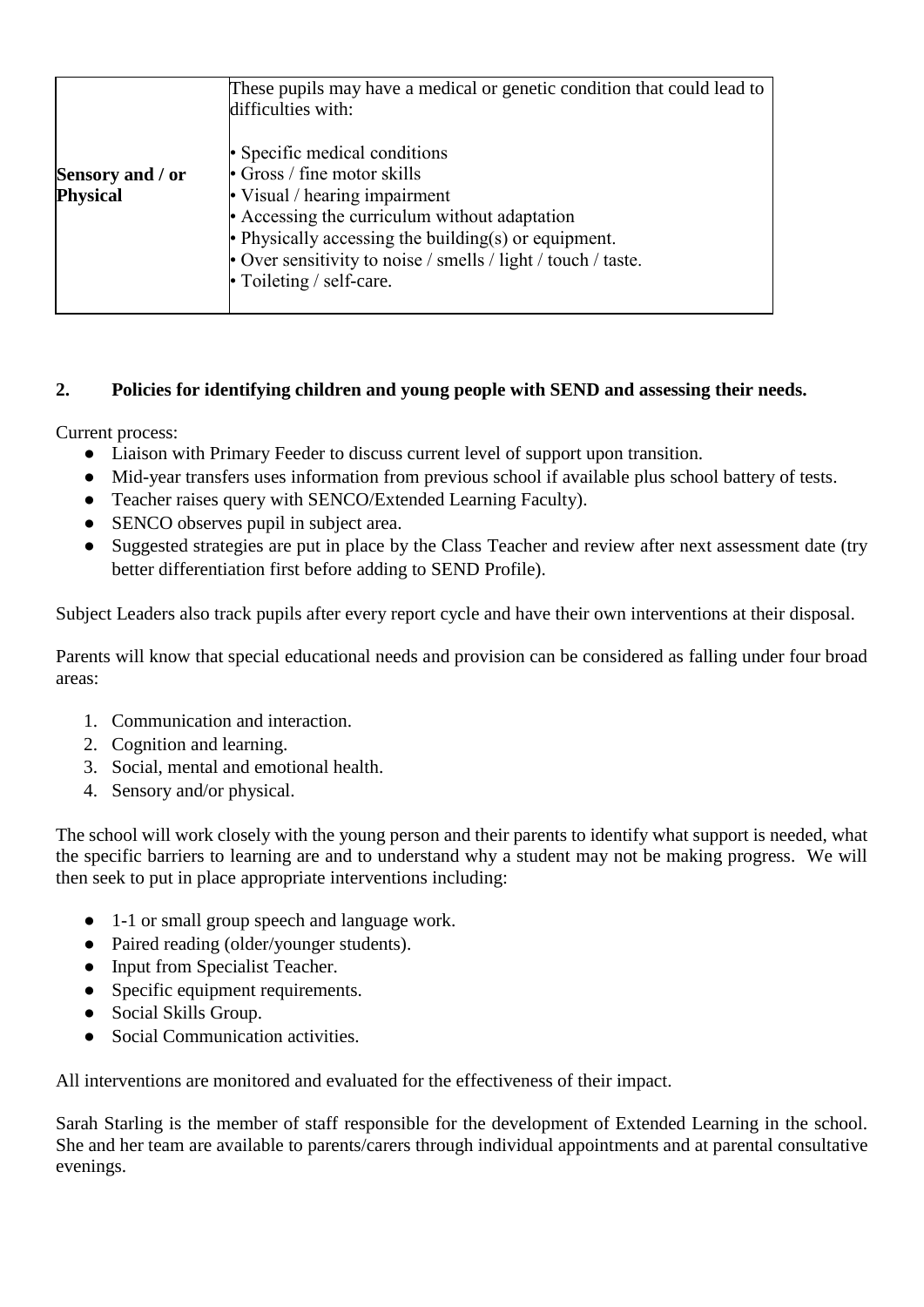| | |
|---|---|
| **Sensory and / or Physical** | These pupils may have a medical or genetic condition that could lead to difficulties with:<br><br>• Specific medical conditions<br>• Gross / fine motor skills<br>• Visual / hearing impairment<br>• Accessing the curriculum without adaptation<br>• Physically accessing the building(s) or equipment.<br>• Over sensitivity to noise / smells / light / touch / taste.<br>• Toileting / self-care. |

## 2. Policies for identifying children and young people with SEND and assessing their needs.

Current process:

- Liaison with Primary Feeder to discuss current level of support upon transition.
- Mid-year transfers uses information from previous school if available plus school battery of tests.
- Teacher raises query with SENCO/Extended Learning Faculty).
- SENCO observes pupil in subject area.
- Suggested strategies are put in place by the Class Teacher and review after next assessment date (try better differentiation first before adding to SEND Profile).

Subject Leaders also track pupils after every report cycle and have their own interventions at their disposal.

Parents will know that special educational needs and provision can be considered as falling under four broad areas:

1. Communication and interaction.
2. Cognition and learning.
3. Social, mental and emotional health.
4. Sensory and/or physical.

The school will work closely with the young person and their parents to identify what support is needed, what the specific barriers to learning are and to understand why a student may not be making progress. We will then seek to put in place appropriate interventions including:

- 1-1 or small group speech and language work.
- Paired reading (older/younger students).
- Input from Specialist Teacher.
- Specific equipment requirements.
- Social Skills Group.
- Social Communication activities.

All interventions are monitored and evaluated for the effectiveness of their impact.

Sarah Starling is the member of staff responsible for the development of Extended Learning in the school. She and her team are available to parents/carers through individual appointments and at parental consultative evenings.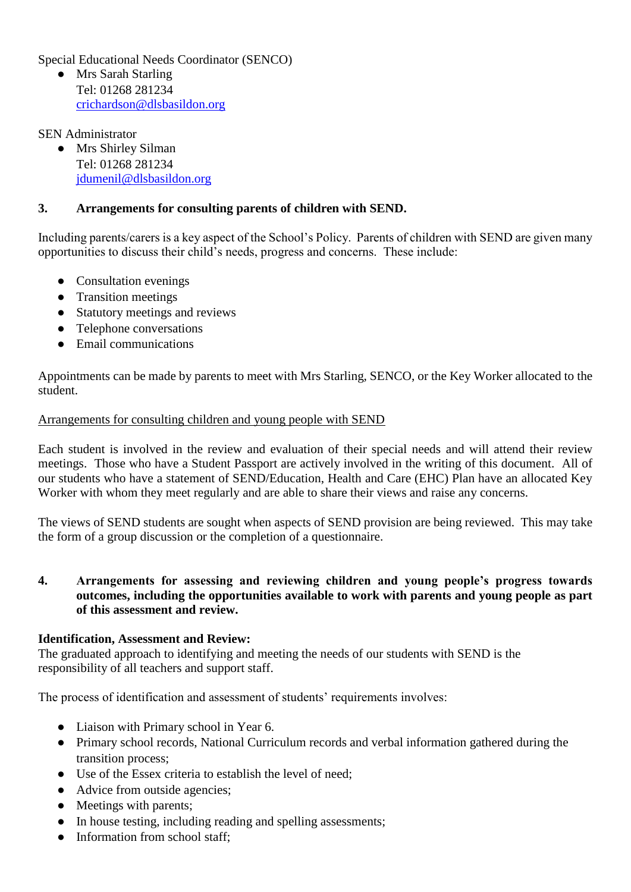Special Educational Needs Coordinator (SENCO)

- Mrs Sarah Starling
  Tel: 01268 281234
  crichardson@dlsbasildon.org

SEN Administrator

- Mrs Shirley Silman
  Tel: 01268 281234
  jdumenil@dlsbasildon.org

## 3. Arrangements for consulting parents of children with SEND.

Including parents/carers is a key aspect of the School's Policy. Parents of children with SEND are given many opportunities to discuss their child's needs, progress and concerns. These include:

- Consultation evenings
- Transition meetings
- Statutory meetings and reviews
- Telephone conversations
- Email communications

Appointments can be made by parents to meet with Mrs Starling, SENCO, or the Key Worker allocated to the student.

Arrangements for consulting children and young people with SEND

Each student is involved in the review and evaluation of their special needs and will attend their review meetings. Those who have a Student Passport are actively involved in the writing of this document. All of our students who have a statement of SEND/Education, Health and Care (EHC) Plan have an allocated Key Worker with whom they meet regularly and are able to share their views and raise any concerns.

The views of SEND students are sought when aspects of SEND provision are being reviewed. This may take the form of a group discussion or the completion of a questionnaire.

## 4. Arrangements for assessing and reviewing children and young people's progress towards outcomes, including the opportunities available to work with parents and young people as part of this assessment and review.

**Identification, Assessment and Review:**
The graduated approach to identifying and meeting the needs of our students with SEND is the responsibility of all teachers and support staff.

The process of identification and assessment of students' requirements involves:

- Liaison with Primary school in Year 6.
- Primary school records, National Curriculum records and verbal information gathered during the transition process;
- Use of the Essex criteria to establish the level of need;
- Advice from outside agencies;
- Meetings with parents;
- In house testing, including reading and spelling assessments;
- Information from school staff;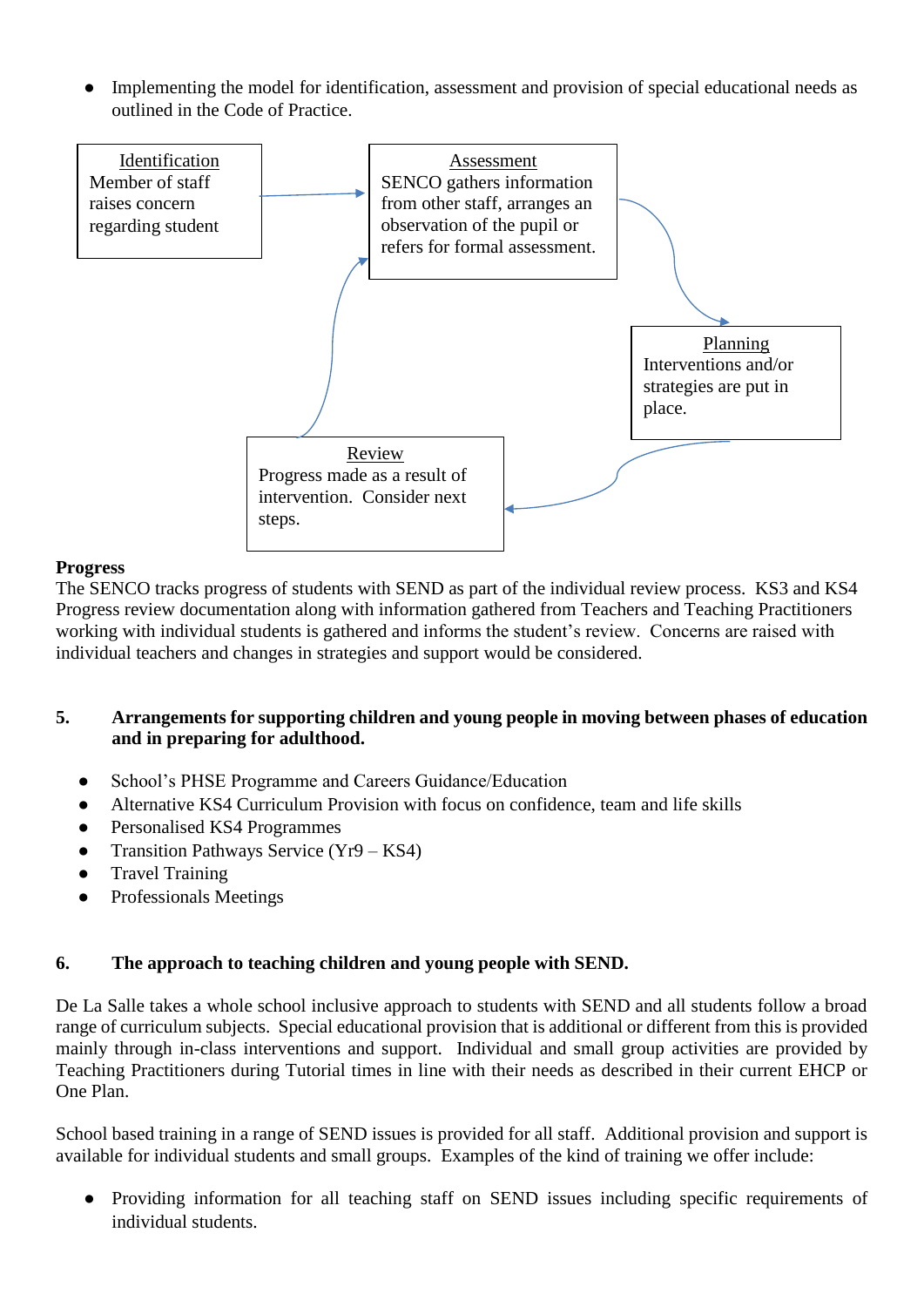- Implementing the model for identification, assessment and provision of special educational needs as outlined in the Code of Practice.

**Identification**
Member of staff raises concern regarding student

→

**Assessment**
SENCO gathers information from other staff, arranges an observation of the pupil or refers for formal assessment.

→

**Planning**
Interventions and/or strategies are put in place.

→

**Review**
Progress made as a result of intervention. Consider next steps.

→ (back to Assessment)

**Progress**
The SENCO tracks progress of students with SEND as part of the individual review process. KS3 and KS4 Progress review documentation along with information gathered from Teachers and Teaching Practitioners working with individual students is gathered and informs the student's review. Concerns are raised with individual teachers and changes in strategies and support would be considered.

## 5. Arrangements for supporting children and young people in moving between phases of education and in preparing for adulthood.

- School's PHSE Programme and Careers Guidance/Education
- Alternative KS4 Curriculum Provision with focus on confidence, team and life skills
- Personalised KS4 Programmes
- Transition Pathways Service (Yr9 – KS4)
- Travel Training
- Professionals Meetings

## 6. The approach to teaching children and young people with SEND.

De La Salle takes a whole school inclusive approach to students with SEND and all students follow a broad range of curriculum subjects. Special educational provision that is additional or different from this is provided mainly through in-class interventions and support. Individual and small group activities are provided by Teaching Practitioners during Tutorial times in line with their needs as described in their current EHCP or One Plan.

School based training in a range of SEND issues is provided for all staff. Additional provision and support is available for individual students and small groups. Examples of the kind of training we offer include:

- Providing information for all teaching staff on SEND issues including specific requirements of individual students.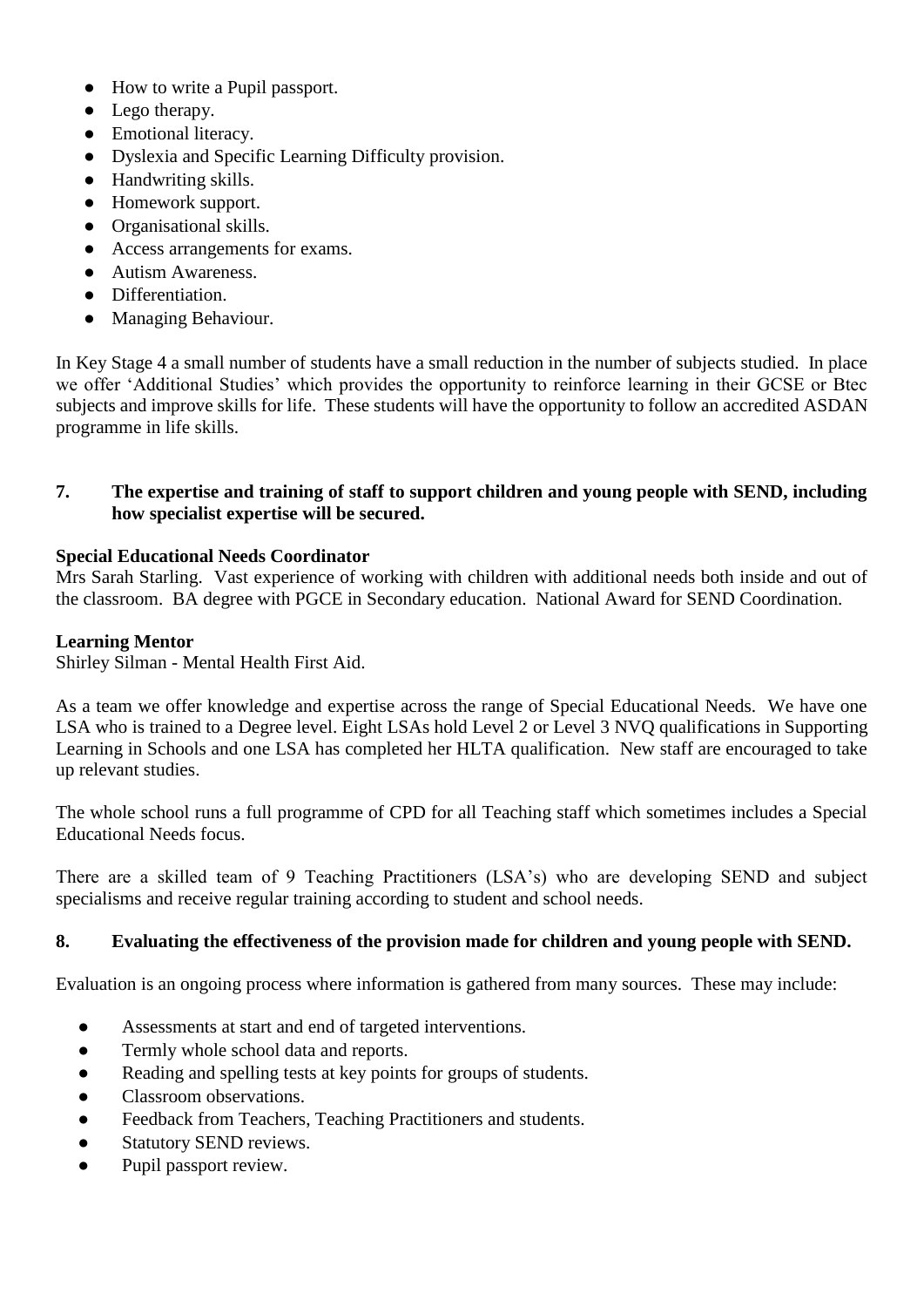- How to write a Pupil passport.
- Lego therapy.
- Emotional literacy.
- Dyslexia and Specific Learning Difficulty provision.
- Handwriting skills.
- Homework support.
- Organisational skills.
- Access arrangements for exams.
- Autism Awareness.
- Differentiation.
- Managing Behaviour.

In Key Stage 4 a small number of students have a small reduction in the number of subjects studied. In place we offer 'Additional Studies' which provides the opportunity to reinforce learning in their GCSE or Btec subjects and improve skills for life. These students will have the opportunity to follow an accredited ASDAN programme in life skills.

## 7. The expertise and training of staff to support children and young people with SEND, including how specialist expertise will be secured.

**Special Educational Needs Coordinator**
Mrs Sarah Starling. Vast experience of working with children with additional needs both inside and out of the classroom. BA degree with PGCE in Secondary education. National Award for SEND Coordination.

**Learning Mentor**
Shirley Silman - Mental Health First Aid.

As a team we offer knowledge and expertise across the range of Special Educational Needs. We have one LSA who is trained to a Degree level. Eight LSAs hold Level 2 or Level 3 NVQ qualifications in Supporting Learning in Schools and one LSA has completed her HLTA qualification. New staff are encouraged to take up relevant studies.

The whole school runs a full programme of CPD for all Teaching staff which sometimes includes a Special Educational Needs focus.

There are a skilled team of 9 Teaching Practitioners (LSA's) who are developing SEND and subject specialisms and receive regular training according to student and school needs.

## 8. Evaluating the effectiveness of the provision made for children and young people with SEND.

Evaluation is an ongoing process where information is gathered from many sources. These may include:

- Assessments at start and end of targeted interventions.
- Termly whole school data and reports.
- Reading and spelling tests at key points for groups of students.
- Classroom observations.
- Feedback from Teachers, Teaching Practitioners and students.
- Statutory SEND reviews.
- Pupil passport review.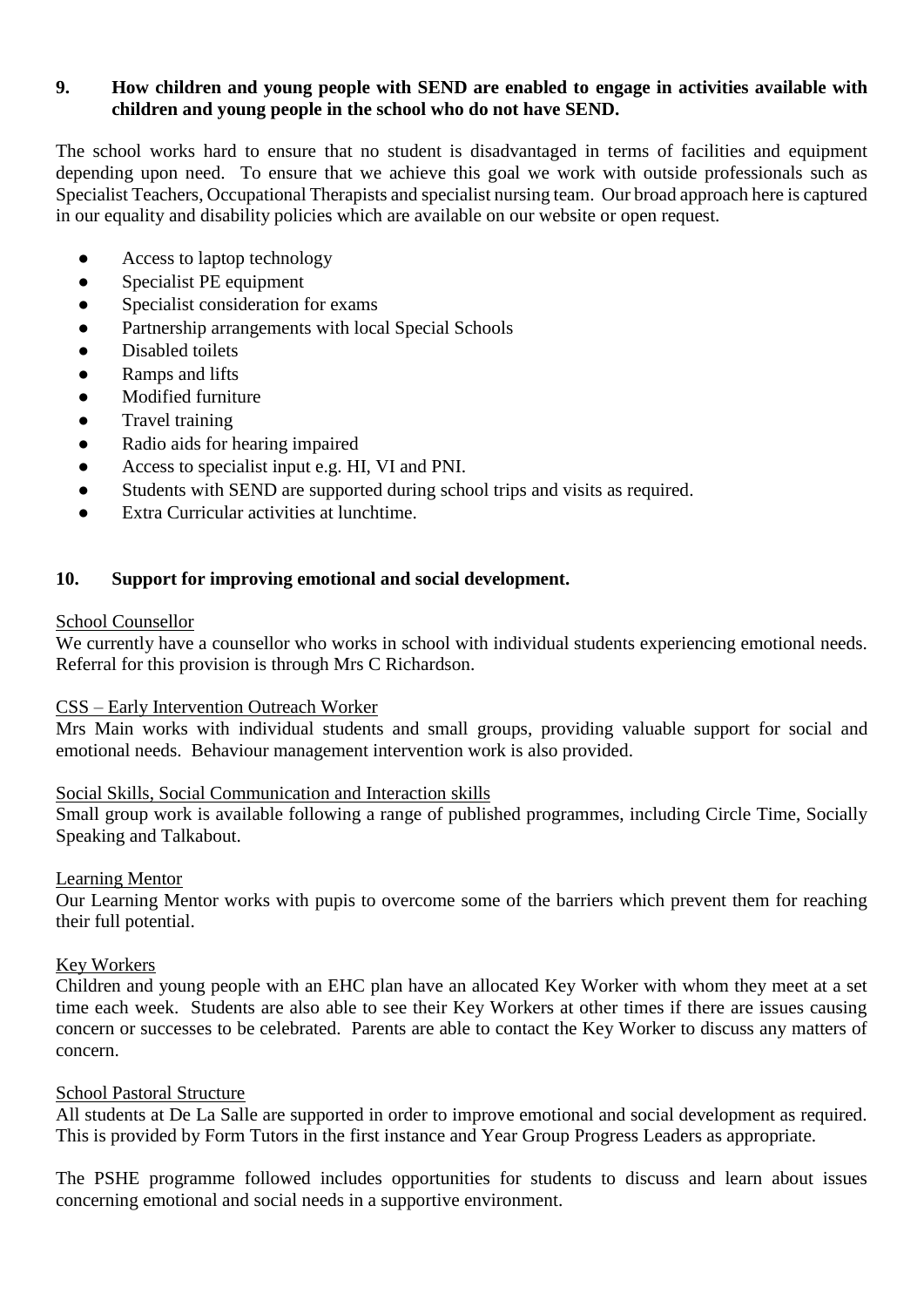## 9. How children and young people with SEND are enabled to engage in activities available with children and young people in the school who do not have SEND.

The school works hard to ensure that no student is disadvantaged in terms of facilities and equipment depending upon need. To ensure that we achieve this goal we work with outside professionals such as Specialist Teachers, Occupational Therapists and specialist nursing team. Our broad approach here is captured in our equality and disability policies which are available on our website or open request.

- Access to laptop technology
- Specialist PE equipment
- Specialist consideration for exams
- Partnership arrangements with local Special Schools
- Disabled toilets
- Ramps and lifts
- Modified furniture
- Travel training
- Radio aids for hearing impaired
- Access to specialist input e.g. HI, VI and PNI.
- Students with SEND are supported during school trips and visits as required.
- Extra Curricular activities at lunchtime.

## 10. Support for improving emotional and social development.

School Counsellor

We currently have a counsellor who works in school with individual students experiencing emotional needs. Referral for this provision is through Mrs C Richardson.

CSS – Early Intervention Outreach Worker

Mrs Main works with individual students and small groups, providing valuable support for social and emotional needs. Behaviour management intervention work is also provided.

Social Skills, Social Communication and Interaction skills

Small group work is available following a range of published programmes, including Circle Time, Socially Speaking and Talkabout.

Learning Mentor

Our Learning Mentor works with pupis to overcome some of the barriers which prevent them for reaching their full potential.

Key Workers

Children and young people with an EHC plan have an allocated Key Worker with whom they meet at a set time each week. Students are also able to see their Key Workers at other times if there are issues causing concern or successes to be celebrated. Parents are able to contact the Key Worker to discuss any matters of concern.

School Pastoral Structure

All students at De La Salle are supported in order to improve emotional and social development as required. This is provided by Form Tutors in the first instance and Year Group Progress Leaders as appropriate.

The PSHE programme followed includes opportunities for students to discuss and learn about issues concerning emotional and social needs in a supportive environment.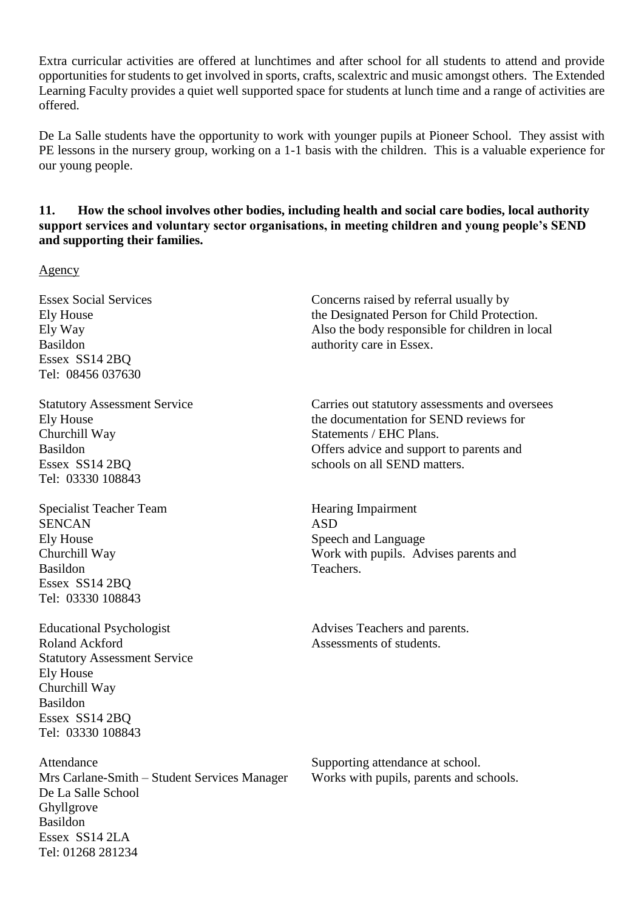Extra curricular activities are offered at lunchtimes and after school for all students to attend and provide opportunities for students to get involved in sports, crafts, scalextric and music amongst others. The Extended Learning Faculty provides a quiet well supported space for students at lunch time and a range of activities are offered.

De La Salle students have the opportunity to work with younger pupils at Pioneer School. They assist with PE lessons in the nursery group, working on a 1-1 basis with the children. This is a valuable experience for our young people.

### 11. How the school involves other bodies, including health and social care bodies, local authority support services and voluntary sector organisations, in meeting children and young people's SEND and supporting their families.

<u>Agency</u>

| | |
|---|---|
| Essex Social Services<br>Ely House<br>Ely Way<br>Basildon<br>Essex SS14 2BQ<br>Tel: 08456 037630 | Concerns raised by referral usually by the Designated Person for Child Protection. Also the body responsible for children in local authority care in Essex. |
| Statutory Assessment Service<br>Ely House<br>Churchill Way<br>Basildon<br>Essex SS14 2BQ<br>Tel: 03330 108843 | Carries out statutory assessments and oversees the documentation for SEND reviews for Statements / EHC Plans.<br>Offers advice and support to parents and schools on all SEND matters. |
| Specialist Teacher Team<br>SENCAN<br>Ely House<br>Churchill Way<br>Basildon<br>Essex SS14 2BQ<br>Tel: 03330 108843 | Hearing Impairment<br>ASD<br>Speech and Language<br>Work with pupils. Advises parents and Teachers. |
| Educational Psychologist<br>Roland Ackford<br>Statutory Assessment Service<br>Ely House<br>Churchill Way<br>Basildon<br>Essex SS14 2BQ<br>Tel: 03330 108843 | Advises Teachers and parents.<br>Assessments of students. |
| Attendance<br>Mrs Carlane-Smith – Student Services Manager<br>De La Salle School<br>Ghyllgrove<br>Basildon<br>Essex SS14 2LA<br>Tel: 01268 281234 | Supporting attendance at school.<br>Works with pupils, parents and schools. |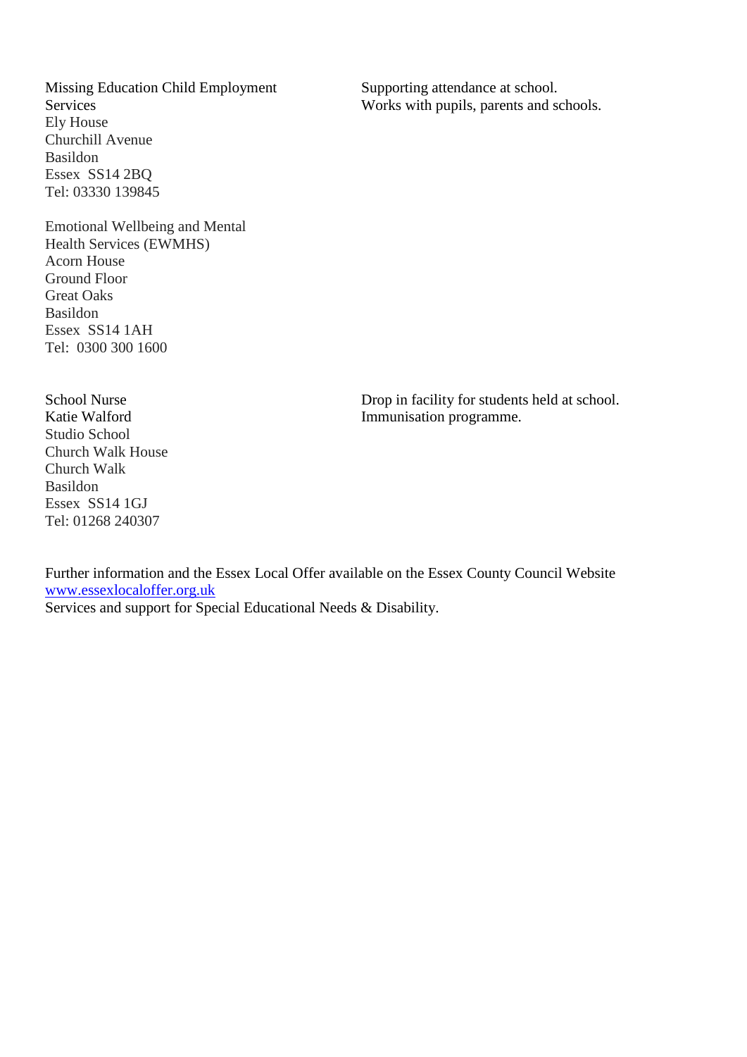Missing Education Child Employment Services
Ely House
Churchill Avenue
Basildon
Essex SS14 2BQ
Tel: 03330 139845

Supporting attendance at school.
Works with pupils, parents and schools.

Emotional Wellbeing and Mental Health Services (EWMHS)
Acorn House
Ground Floor
Great Oaks
Basildon
Essex SS14 1AH
Tel: 0300 300 1600

School Nurse
Katie Walford
Studio School
Church Walk House
Church Walk
Basildon
Essex SS14 1GJ
Tel: 01268 240307

Drop in facility for students held at school.
Immunisation programme.

Further information and the Essex Local Offer available on the Essex County Council Website
www.essexlocaloffer.org.uk
Services and support for Special Educational Needs & Disability.